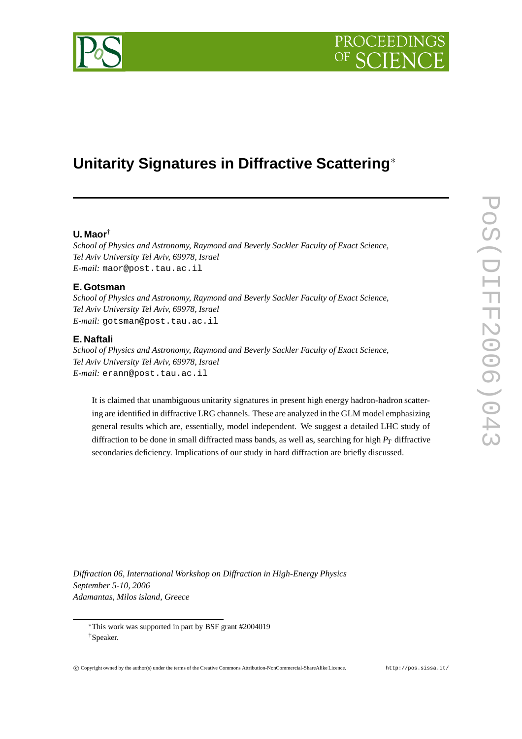# Unitarity Signatures in Diffractive Scattering*

**U. Maor**†
*School of Physics and Astronomy, Raymond and Beverly Sackler Faculty of Exact Science, Tel Aviv University Tel Aviv, 69978, Israel*
*E-mail:* maor@post.tau.ac.il

**E. Gotsman**
*School of Physics and Astronomy, Raymond and Beverly Sackler Faculty of Exact Science, Tel Aviv University Tel Aviv, 69978, Israel*
*E-mail:* gotsman@post.tau.ac.il

**E. Naftali**
*School of Physics and Astronomy, Raymond and Beverly Sackler Faculty of Exact Science, Tel Aviv University Tel Aviv, 69978, Israel*
*E-mail:* erann@post.tau.ac.il

It is claimed that unambiguous unitarity signatures in present high energy hadron-hadron scattering are identified in diffractive LRG channels. These are analyzed in the GLM model emphasizing general results which are, essentially, model independent. We suggest a detailed LHC study of diffraction to be done in small diffracted mass bands, as well as, searching for high $P_T$ diffractive secondaries deficiency. Implications of our study in hard diffraction are briefly discussed.

*Diffraction 06, International Workshop on Diffraction in High-Energy Physics*
*September 5-10, 2006*
*Adamantas, Milos island, Greece*

*This work was supported in part by BSF grant #2004019
†Speaker.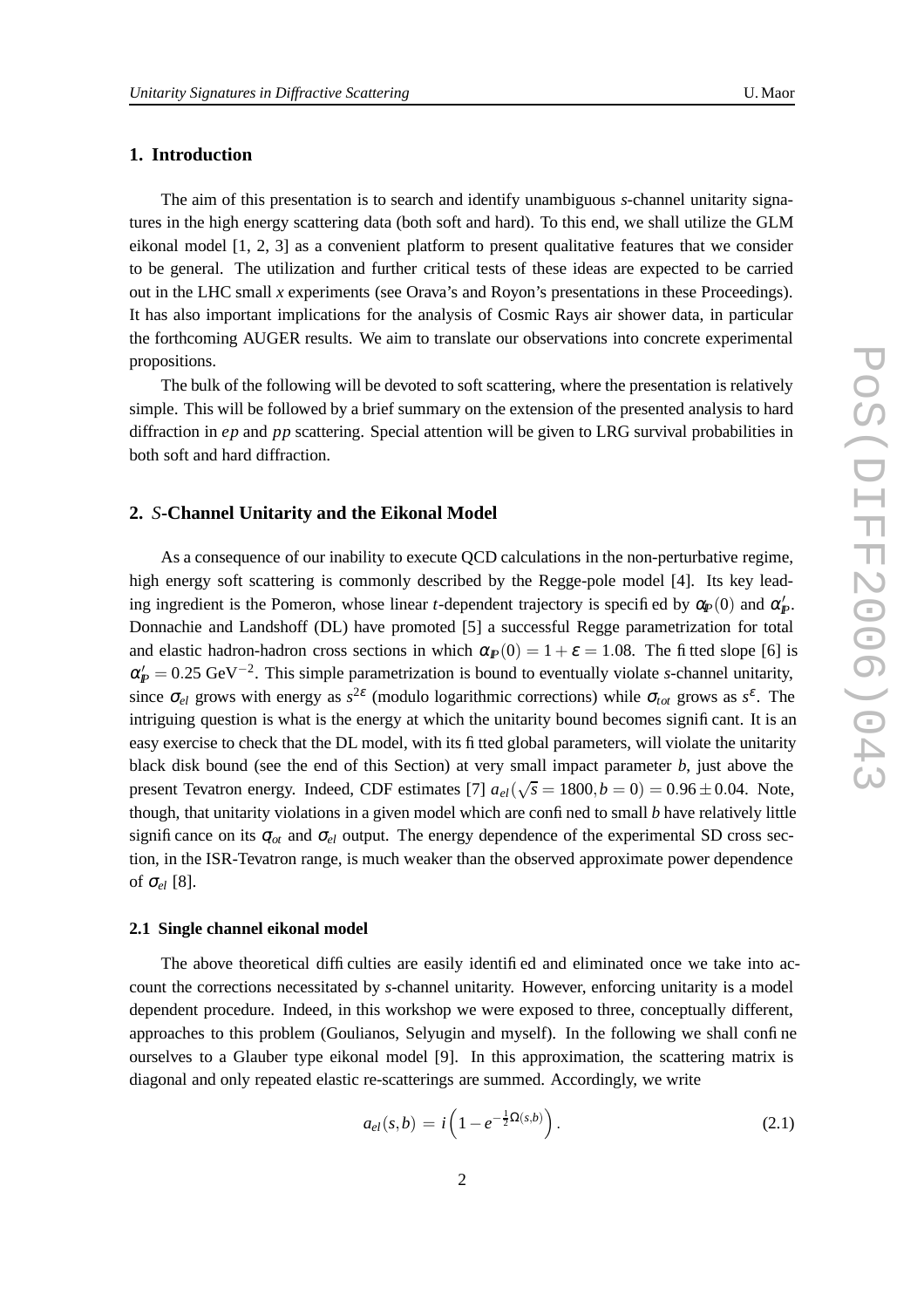## 1. Introduction

The aim of this presentation is to search and identify unambiguous *s*-channel unitarity signatures in the high energy scattering data (both soft and hard). To this end, we shall utilize the GLM eikonal model [1, 2, 3] as a convenient platform to present qualitative features that we consider to be general. The utilization and further critical tests of these ideas are expected to be carried out in the LHC small *x* experiments (see Orava's and Royon's presentations in these Proceedings). It has also important implications for the analysis of Cosmic Rays air shower data, in particular the forthcoming AUGER results. We aim to translate our observations into concrete experimental propositions.

The bulk of the following will be devoted to soft scattering, where the presentation is relatively simple. This will be followed by a brief summary on the extension of the presented analysis to hard diffraction in *ep* and *pp* scattering. Special attention will be given to LRG survival probabilities in both soft and hard diffraction.

## 2. *S*-Channel Unitarity and the Eikonal Model

As a consequence of our inability to execute QCD calculations in the non-perturbative regime, high energy soft scattering is commonly described by the Regge-pole model [4]. Its key leading ingredient is the Pomeron, whose linear *t*-dependent trajectory is specified by $\alpha_{I\!P}(0)$ and $\alpha'_{I\!P}$. Donnachie and Landshoff (DL) have promoted [5] a successful Regge parametrization for total and elastic hadron-hadron cross sections in which $\alpha_{I\!P}(0) = 1+\varepsilon = 1.08$. The fitted slope [6] is $\alpha'_{I\!P} = 0.25\ \mathrm{GeV}^{-2}$. This simple parametrization is bound to eventually violate *s*-channel unitarity, since $\sigma_{el}$ grows with energy as $s^{2\varepsilon}$ (modulo logarithmic corrections) while $\sigma_{tot}$ grows as $s^{\varepsilon}$. The intriguing question is what is the energy at which the unitarity bound becomes significant. It is an easy exercise to check that the DL model, with its fitted global parameters, will violate the unitarity black disk bound (see the end of this Section) at very small impact parameter *b*, just above the present Tevatron energy. Indeed, CDF estimates [7] $a_{el}(\sqrt{s}=1800, b=0) = 0.96 \pm 0.04$. Note, though, that unitarity violations in a given model which are confined to small *b* have relatively little significance on its $\sigma_{tot}$ and $\sigma_{el}$ output. The energy dependence of the experimental SD cross section, in the ISR-Tevatron range, is much weaker than the observed approximate power dependence of $\sigma_{el}$ [8].

### 2.1 Single channel eikonal model

The above theoretical difficulties are easily identified and eliminated once we take into account the corrections necessitated by *s*-channel unitarity. However, enforcing unitarity is a model dependent procedure. Indeed, in this workshop we were exposed to three, conceptually different, approaches to this problem (Goulianos, Selyugin and myself). In the following we shall confine ourselves to a Glauber type eikonal model [9]. In this approximation, the scattering matrix is diagonal and only repeated elastic re-scatterings are summed. Accordingly, we write

$$a_{el}(s,b) = i\left(1 - e^{-\frac{1}{2}\Omega(s,b)}\right). \tag{2.1}$$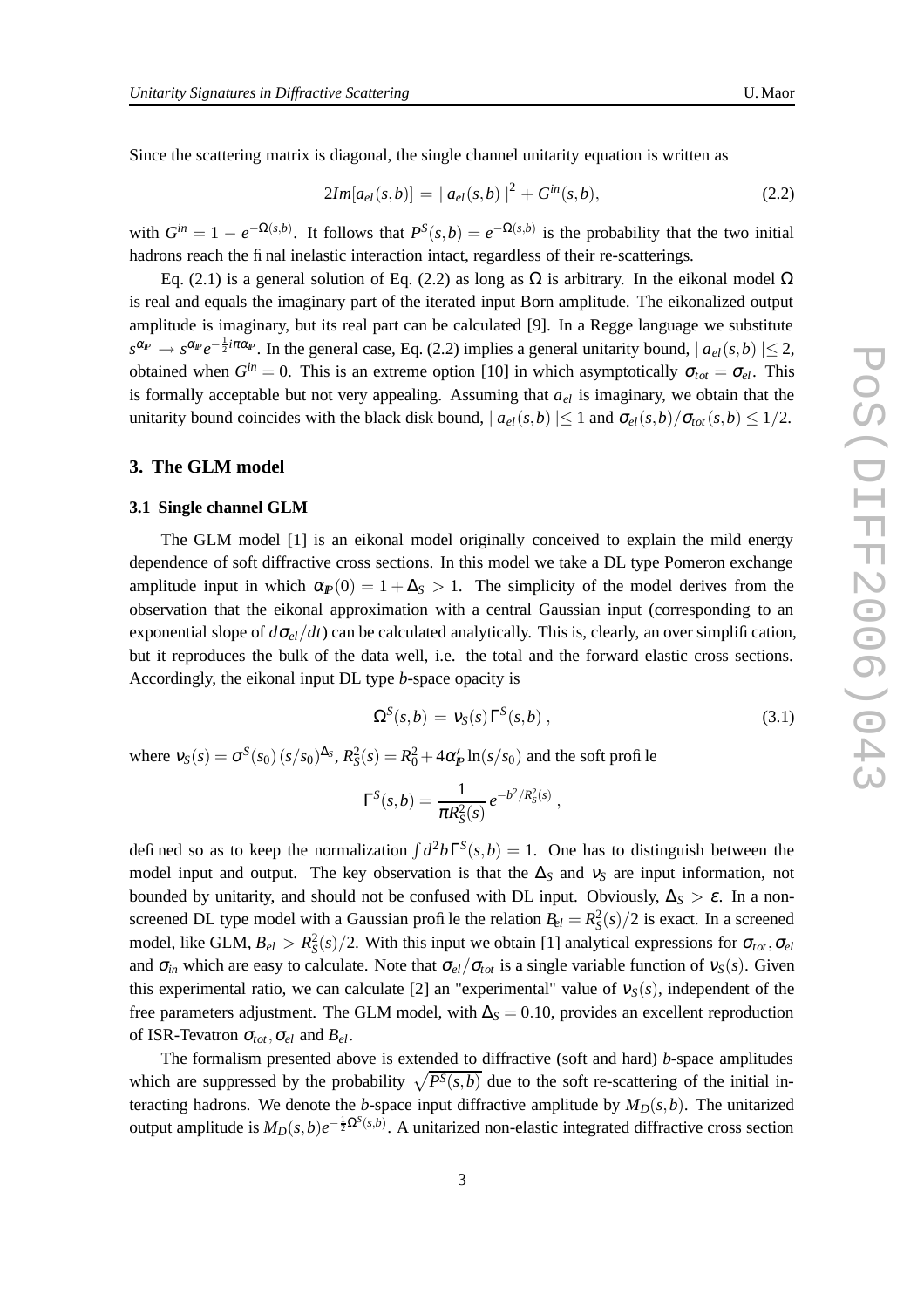Since the scattering matrix is diagonal, the single channel unitarity equation is written as

$$2Im[a_{el}(s,b)] = |\, a_{el}(s,b)\,|^2 + G^{in}(s,b), \tag{2.2}$$

with $G^{in} = 1 - e^{-\Omega(s,b)}$. It follows that $P^S(s,b) = e^{-\Omega(s,b)}$ is the probability that the two initial hadrons reach the final inelastic interaction intact, regardless of their re-scatterings.

Eq. (2.1) is a general solution of Eq. (2.2) as long as $\Omega$ is arbitrary. In the eikonal model $\Omega$ is real and equals the imaginary part of the iterated input Born amplitude. The eikonalized output amplitude is imaginary, but its real part can be calculated [9]. In a Regge language we substitute $s^{\alpha_{I\!P}} \to s^{\alpha_{I\!P}} e^{-\frac{1}{2}i\pi\alpha_{I\!P}}$. In the general case, Eq. (2.2) implies a general unitarity bound, $|\, a_{el}(s,b)\,| \leq 2$, obtained when $G^{in} = 0$. This is an extreme option [10] in which asymptotically $\sigma_{tot} = \sigma_{el}$. This is formally acceptable but not very appealing. Assuming that $a_{el}$ is imaginary, we obtain that the unitarity bound coincides with the black disk bound, $|\, a_{el}(s,b)\,| \leq 1$ and $\sigma_{el}(s,b)/\sigma_{tot}(s,b) \leq 1/2$.

## 3. The GLM model

### 3.1 Single channel GLM

The GLM model [1] is an eikonal model originally conceived to explain the mild energy dependence of soft diffractive cross sections. In this model we take a DL type Pomeron exchange amplitude input in which $\alpha_{I\!P}(0) = 1 + \Delta_S > 1$. The simplicity of the model derives from the observation that the eikonal approximation with a central Gaussian input (corresponding to an exponential slope of $d\sigma_{el}/dt$) can be calculated analytically. This is, clearly, an over simplification, but it reproduces the bulk of the data well, i.e. the total and the forward elastic cross sections. Accordingly, the eikonal input DL type $b$-space opacity is

$$\Omega^S(s,b) = \nu_S(s)\,\Gamma^S(s,b)\,, \tag{3.1}$$

where $\nu_S(s) = \sigma^S(s_0)\,(s/s_0)^{\Delta_S}$, $R_S^2(s) = R_0^2 + 4\alpha'_{I\!P}\ln(s/s_0)$ and the soft profile

$$\Gamma^S(s,b) = \frac{1}{\pi R_S^2(s)}\, e^{-b^2/R_S^2(s)}\,,$$

defined so as to keep the normalization $\int d^2b\,\Gamma^S(s,b) = 1$. One has to distinguish between the model input and output. The key observation is that the $\Delta_S$ and $\nu_S$ are input information, not bounded by unitarity, and should not be confused with DL input. Obviously, $\Delta_S > \varepsilon$. In a non-screened DL type model with a Gaussian profile the relation $B_{el} = R_S^2(s)/2$ is exact. In a screened model, like GLM, $B_{el} > R_S^2(s)/2$. With this input we obtain [1] analytical expressions for $\sigma_{tot}, \sigma_{el}$ and $\sigma_{in}$ which are easy to calculate. Note that $\sigma_{el}/\sigma_{tot}$ is a single variable function of $\nu_S(s)$. Given this experimental ratio, we can calculate [2] an "experimental" value of $\nu_S(s)$, independent of the free parameters adjustment. The GLM model, with $\Delta_S = 0.10$, provides an excellent reproduction of ISR-Tevatron $\sigma_{tot}, \sigma_{el}$ and $B_{el}$.

The formalism presented above is extended to diffractive (soft and hard) $b$-space amplitudes which are suppressed by the probability $\sqrt{P^S(s,b)}$ due to the soft re-scattering of the initial interacting hadrons. We denote the $b$-space input diffractive amplitude by $M_D(s,b)$. The unitarized output amplitude is $M_D(s,b)e^{-\frac{1}{2}\Omega^S(s,b)}$. A unitarized non-elastic integrated diffractive cross section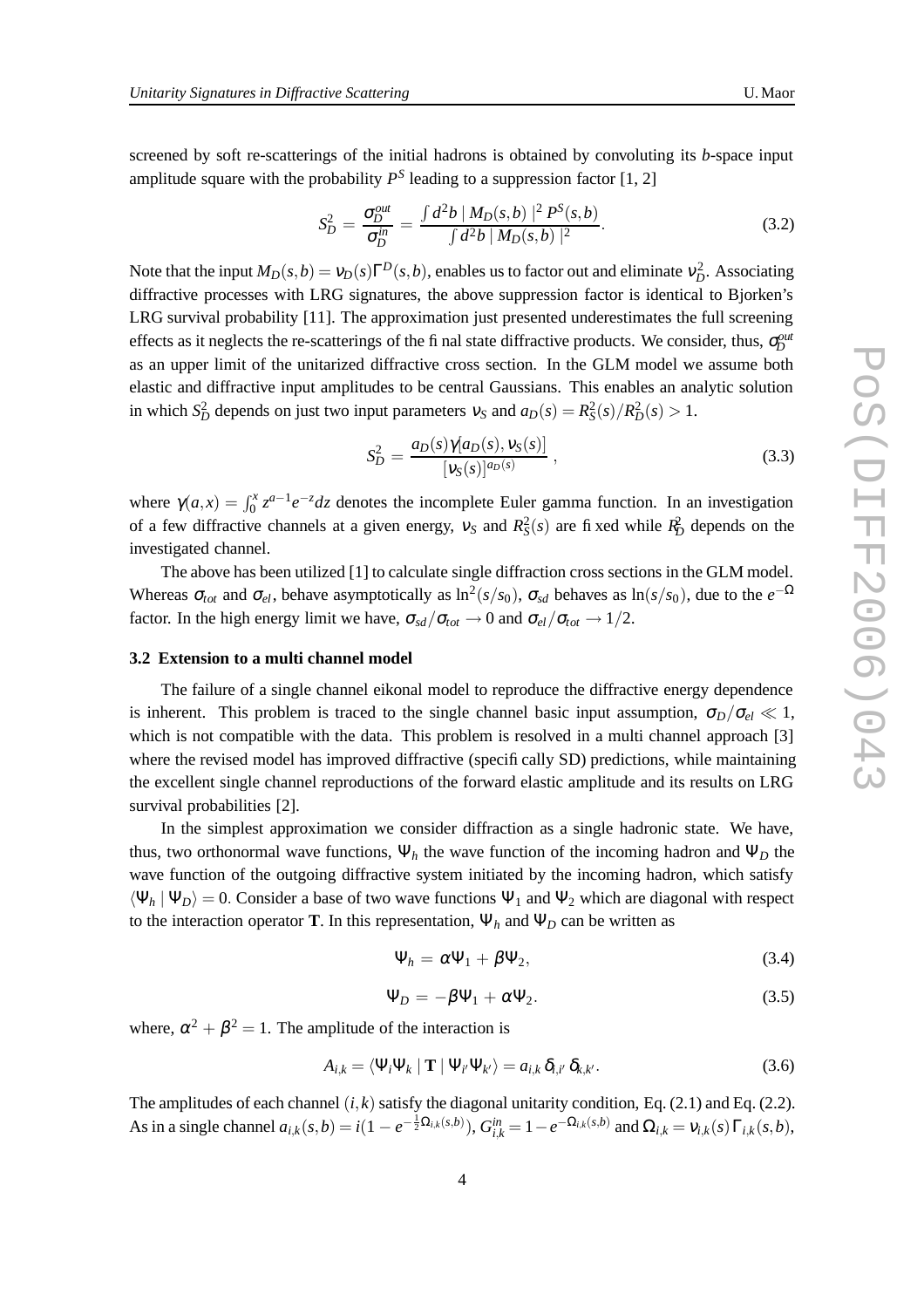screened by soft re-scatterings of the initial hadrons is obtained by convoluting its $b$-space input amplitude square with the probability $P^S$ leading to a suppression factor [1, 2]

$$S_D^2 = \frac{\sigma_D^{out}}{\sigma_D^{in}} = \frac{\int d^2b \mid M_D(s,b) \mid^2 P^S(s,b)}{\int d^2b \mid M_D(s,b) \mid^2}. \tag{3.2}$$

Note that the input $M_D(s,b) = \nu_D(s)\Gamma^D(s,b)$, enables us to factor out and eliminate $\nu_D^2$. Associating diffractive processes with LRG signatures, the above suppression factor is identical to Bjorken's LRG survival probability [11]. The approximation just presented underestimates the full screening effects as it neglects the re-scatterings of the final state diffractive products. We consider, thus, $\sigma_D^{out}$ as an upper limit of the unitarized diffractive cross section. In the GLM model we assume both elastic and diffractive input amplitudes to be central Gaussians. This enables an analytic solution in which $S_D^2$ depends on just two input parameters $\nu_S$ and $a_D(s) = R_S^2(s)/R_D^2(s) > 1$.

$$S_D^2 = \frac{a_D(s)\gamma[a_D(s), \nu_S(s)]}{[\nu_S(s)]^{a_D(s)}}, \tag{3.3}$$

where $\gamma(a,x) = \int_0^x z^{a-1}e^{-z}dz$ denotes the incomplete Euler gamma function. In an investigation of a few diffractive channels at a given energy, $\nu_S$ and $R_S^2(s)$ are fixed while $R_D^2$ depends on the investigated channel.

The above has been utilized [1] to calculate single diffraction cross sections in the GLM model. Whereas $\sigma_{tot}$ and $\sigma_{el}$, behave asymptotically as $\ln^2(s/s_0)$, $\sigma_{sd}$ behaves as $\ln(s/s_0)$, due to the $e^{-\Omega}$ factor. In the high energy limit we have, $\sigma_{sd}/\sigma_{tot} \to 0$ and $\sigma_{el}/\sigma_{tot} \to 1/2$.

### 3.2 Extension to a multi channel model

The failure of a single channel eikonal model to reproduce the diffractive energy dependence is inherent. This problem is traced to the single channel basic input assumption, $\sigma_D/\sigma_{el} \ll 1$, which is not compatible with the data. This problem is resolved in a multi channel approach [3] where the revised model has improved diffractive (specifically SD) predictions, while maintaining the excellent single channel reproductions of the forward elastic amplitude and its results on LRG survival probabilities [2].

In the simplest approximation we consider diffraction as a single hadronic state. We have, thus, two orthonormal wave functions, $\Psi_h$ the wave function of the incoming hadron and $\Psi_D$ the wave function of the outgoing diffractive system initiated by the incoming hadron, which satisfy $\langle \Psi_h \mid \Psi_D \rangle = 0$. Consider a base of two wave functions $\Psi_1$ and $\Psi_2$ which are diagonal with respect to the interaction operator $\mathbf{T}$. In this representation, $\Psi_h$ and $\Psi_D$ can be written as

$$\Psi_h = \alpha\Psi_1 + \beta\Psi_2, \tag{3.4}$$

$$\Psi_D = -\beta\Psi_1 + \alpha\Psi_2. \tag{3.5}$$

where, $\alpha^2 + \beta^2 = 1$. The amplitude of the interaction is

$$A_{i,k} = \langle \Psi_i \Psi_k \mid \mathbf{T} \mid \Psi_{i'} \Psi_{k'} \rangle = a_{i,k}\, \delta_{i,i'}\, \delta_{k,k'}. \tag{3.6}$$

The amplitudes of each channel $(i,k)$ satisfy the diagonal unitarity condition, Eq. (2.1) and Eq. (2.2). As in a single channel $a_{i,k}(s,b) = i(1 - e^{-\frac{1}{2}\Omega_{i,k}(s,b)})$, $G_{i,k}^{in} = 1 - e^{-\Omega_{i,k}(s,b)}$ and $\Omega_{i,k} = \nu_{i,k}(s)\Gamma_{i,k}(s,b)$,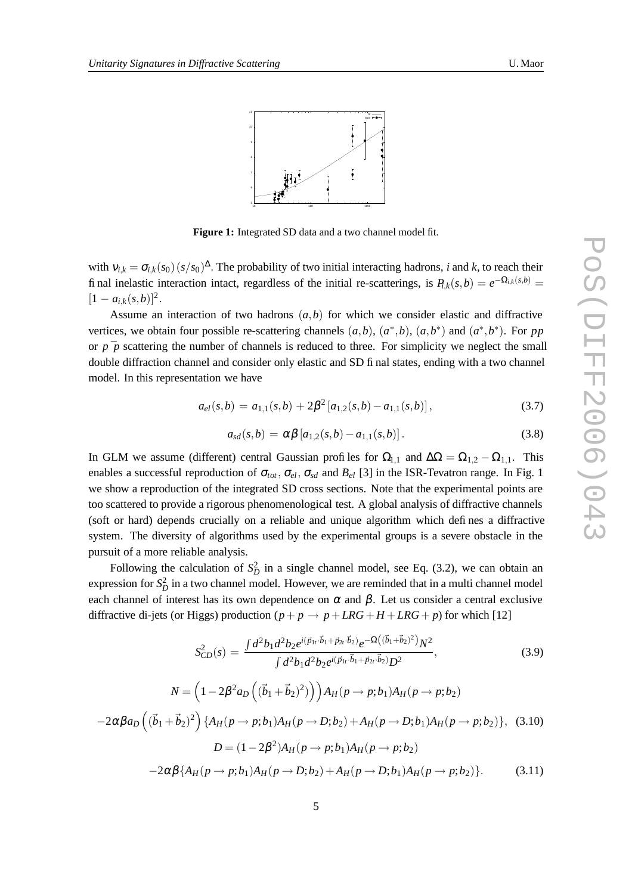**Figure 1:** Integrated SD data and a two channel model fit.

with $\nu_{i,k} = \sigma_{i,k}(s_0)\,(s/s_0)^{\Delta}$. The probability of two initial interacting hadrons, $i$ and $k$, to reach their final inelastic interaction intact, regardless of the initial re-scatterings, is $P_{i,k}(s,b) = e^{-\Omega_{i,k}(s,b)} = [1 - a_{i,k}(s,b)]^2$.

Assume an interaction of two hadrons $(a,b)$ for which we consider elastic and diffractive vertices, we obtain four possible re-scattering channels $(a,b)$, $(a^*,b)$, $(a,b^*)$ and $(a^*,b^*)$. For $pp$ or $p\,\bar{p}$ scattering the number of channels is reduced to three. For simplicity we neglect the small double diffraction channel and consider only elastic and SD final states, ending with a two channel model. In this representation we have

$$a_{el}(s,b) = a_{1,1}(s,b) + 2\beta^2\,[a_{1,2}(s,b) - a_{1,1}(s,b)], \tag{3.7}$$

$$a_{sd}(s,b) = \alpha\beta\,[a_{1,2}(s,b) - a_{1,1}(s,b)]. \tag{3.8}$$

In GLM we assume (different) central Gaussian profiles for $\Omega_{1,1}$ and $\Delta\Omega = \Omega_{1,2} - \Omega_{1,1}$. This enables a successful reproduction of $\sigma_{tot}$, $\sigma_{el}$, $\sigma_{sd}$ and $B_{el}$ [3] in the ISR-Tevatron range. In Fig. 1 we show a reproduction of the integrated SD cross sections. Note that the experimental points are too scattered to provide a rigorous phenomenological test. A global analysis of diffractive channels (soft or hard) depends crucially on a reliable and unique algorithm which defines a diffractive system. The diversity of algorithms used by the experimental groups is a severe obstacle in the pursuit of a more reliable analysis.

Following the calculation of $S^2_D$ in a single channel model, see Eq. (3.2), we can obtain an expression for $S^2_D$ in a two channel model. However, we are reminded that in a multi channel model each channel of interest has its own dependence on $\alpha$ and $\beta$. Let us consider a central exclusive diffractive di-jets (or Higgs) production ($p + p \to p + LRG + H + LRG + p$) for which [12]

$$S^2_{CD}(s) = \frac{\int d^2b_1 d^2b_2 e^{i(\vec{p}_{1t}\cdot\vec{b}_1 + \vec{p}_{2t}\cdot\vec{b}_2)} e^{-\Omega\left((\vec{b}_1+\vec{b}_2)^2\right)} N^2}{\int d^2b_1 d^2b_2 e^{i(\vec{p}_{1t}\cdot\vec{b}_1 + \vec{p}_{2t}\cdot\vec{b}_2)} D^2}, \tag{3.9}$$

$$N = \left(1 - 2\beta^2 a_D\left((\vec{b}_1+\vec{b}_2)^2\right)\right) A_H(p\to p; b_1) A_H(p \to p; b_2)$$

$$-2\alpha\beta a_D\left((\vec{b}_1+\vec{b}_2)^2\right)\{A_H(p\to p;b_1)A_H(p\to D;b_2) + A_H(p\to D;b_1)A_H(p\to p;b_2)\}, \tag{3.10}$$

$$D = (1-2\beta^2) A_H(p\to p;b_1) A_H(p\to p;b_2)$$

$$-2\alpha\beta\{A_H(p\to p;b_1)A_H(p\to D;b_2) + A_H(p\to D;b_1)A_H(p\to p;b_2)\}. \tag{3.11}$$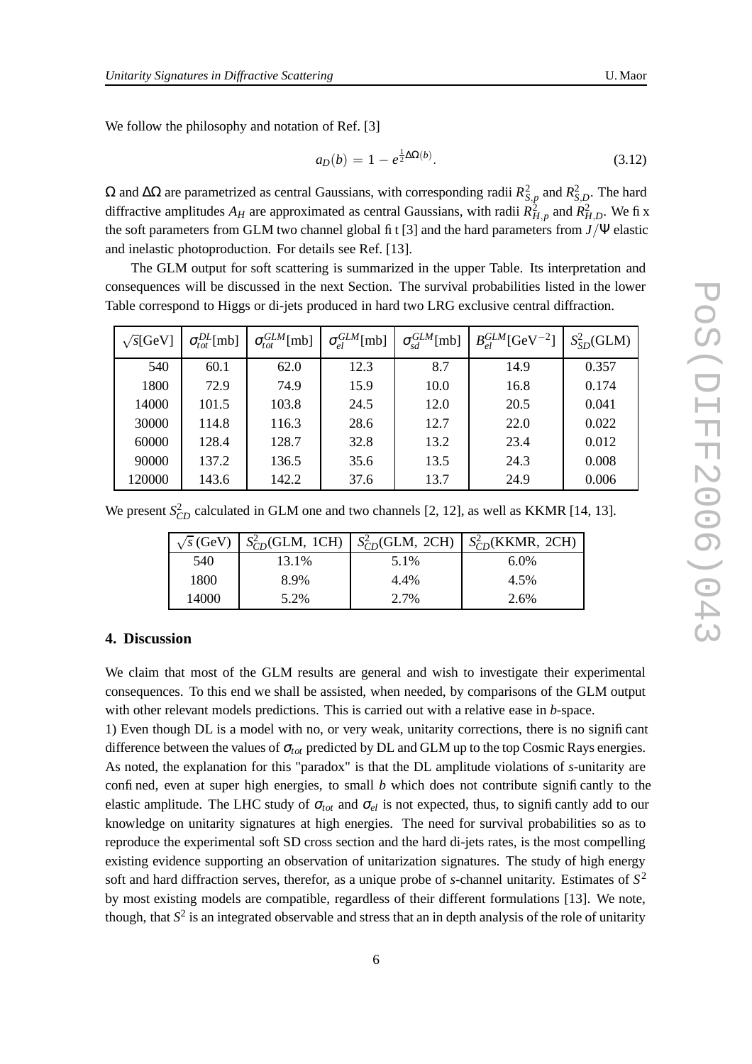We follow the philosophy and notation of Ref. [3]

$$a_D(b) = 1 - e^{\frac{1}{2}\Delta\Omega(b)}. \tag{3.12}$$

$\Omega$ and $\Delta\Omega$ are parametrized as central Gaussians, with corresponding radii $R^2_{S,p}$ and $R^2_{S,D}$. The hard diffractive amplitudes $A_H$ are approximated as central Gaussians, with radii $R^2_{H,p}$ and $R^2_{H,D}$. We fix the soft parameters from GLM two channel global fit [3] and the hard parameters from $J/\Psi$ elastic and inelastic photoproduction. For details see Ref. [13].

The GLM output for soft scattering is summarized in the upper Table. Its interpretation and consequences will be discussed in the next Section. The survival probabilities listed in the lower Table correspond to Higgs or di-jets produced in hard two LRG exclusive central diffraction.

| $\sqrt{s}$[GeV] | $\sigma^{DL}_{tot}$[mb] | $\sigma^{GLM}_{tot}$[mb] | $\sigma^{GLM}_{el}$[mb] | $\sigma^{GLM}_{sd}$[mb] | $B^{GLM}_{el}$[GeV$^{-2}$] | $S^2_{SD}$(GLM) |
|---|---|---|---|---|---|---|
| 540 | 60.1 | 62.0 | 12.3 | 8.7 | 14.9 | 0.357 |
| 1800 | 72.9 | 74.9 | 15.9 | 10.0 | 16.8 | 0.174 |
| 14000 | 101.5 | 103.8 | 24.5 | 12.0 | 20.5 | 0.041 |
| 30000 | 114.8 | 116.3 | 28.6 | 12.7 | 22.0 | 0.022 |
| 60000 | 128.4 | 128.7 | 32.8 | 13.2 | 23.4 | 0.012 |
| 90000 | 137.2 | 136.5 | 35.6 | 13.5 | 24.3 | 0.008 |
| 120000 | 143.6 | 142.2 | 37.6 | 13.7 | 24.9 | 0.006 |

We present $S^2_{CD}$ calculated in GLM one and two channels [2, 12], as well as KKMR [14, 13].

| $\sqrt{s}$ (GeV) | $S^2_{CD}$(GLM, 1CH) | $S^2_{CD}$(GLM, 2CH) | $S^2_{CD}$(KKMR, 2CH) |
|---|---|---|---|
| 540 | 13.1% | 5.1% | 6.0% |
| 1800 | 8.9% | 4.4% | 4.5% |
| 14000 | 5.2% | 2.7% | 2.6% |

## 4. Discussion

We claim that most of the GLM results are general and wish to investigate their experimental consequences. To this end we shall be assisted, when needed, by comparisons of the GLM output with other relevant models predictions. This is carried out with a relative ease in *b*-space.

1) Even though DL is a model with no, or very weak, unitarity corrections, there is no significant difference between the values of $\sigma_{tot}$ predicted by DL and GLM up to the top Cosmic Rays energies. As noted, the explanation for this "paradox" is that the DL amplitude violations of *s*-unitarity are confined, even at super high energies, to small *b* which does not contribute significantly to the elastic amplitude. The LHC study of $\sigma_{tot}$ and $\sigma_{el}$ is not expected, thus, to significantly add to our knowledge on unitarity signatures at high energies. The need for survival probabilities so as to reproduce the experimental soft SD cross section and the hard di-jets rates, is the most compelling existing evidence supporting an observation of unitarization signatures. The study of high energy soft and hard diffraction serves, therefor, as a unique probe of *s*-channel unitarity. Estimates of $S^2$ by most existing models are compatible, regardless of their different formulations [13]. We note, though, that $S^2$ is an integrated observable and stress that an in depth analysis of the role of unitarity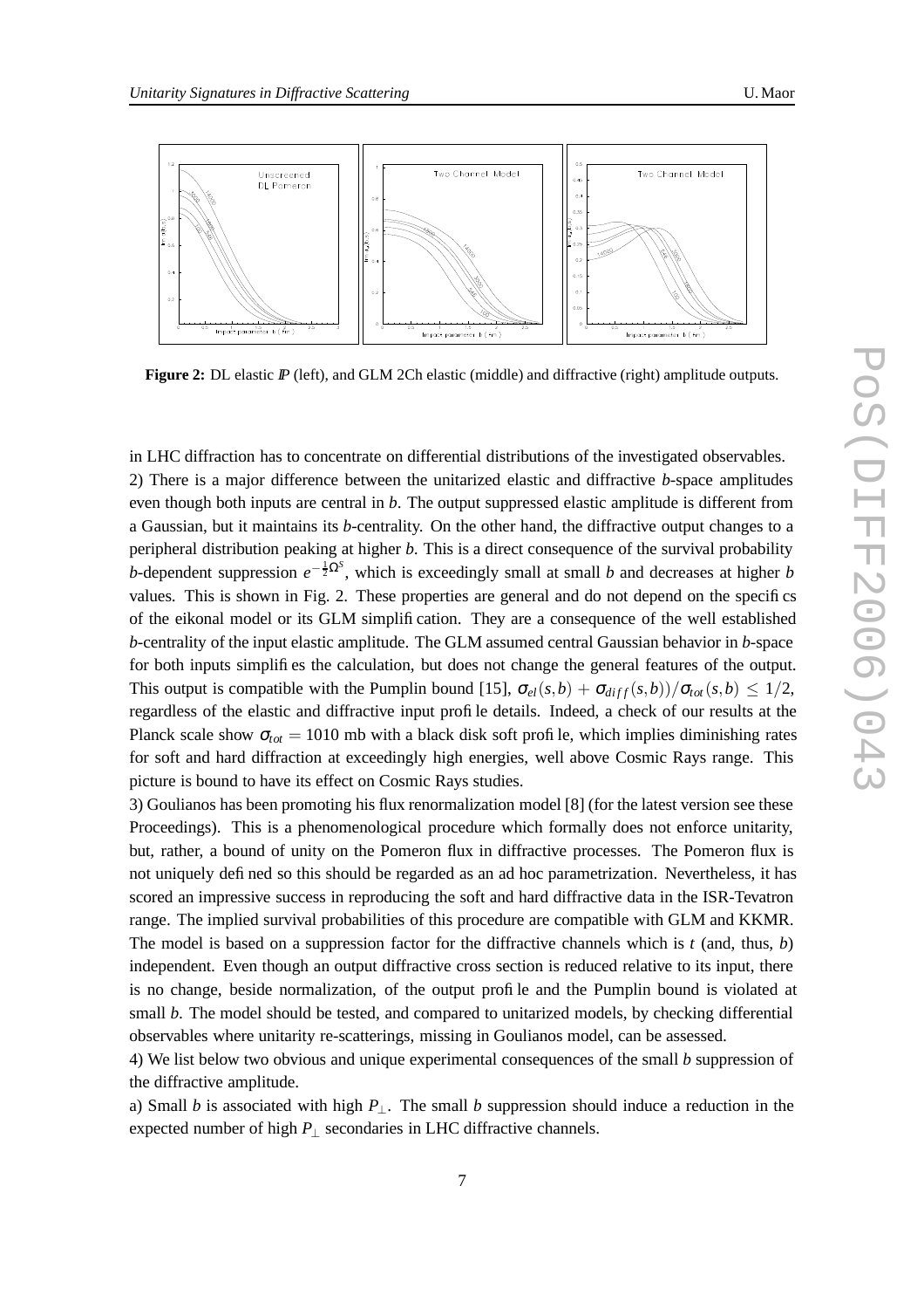**Figure 2:** DL elastic $I\!P$ (left), and GLM 2Ch elastic (middle) and diffractive (right) amplitude outputs.

in LHC diffraction has to concentrate on differential distributions of the investigated observables.

2) There is a major difference between the unitarized elastic and diffractive $b$-space amplitudes even though both inputs are central in $b$. The output suppressed elastic amplitude is different from a Gaussian, but it maintains its $b$-centrality. On the other hand, the diffractive output changes to a peripheral distribution peaking at higher $b$. This is a direct consequence of the survival probability $b$-dependent suppression $e^{-\frac{1}{2}\Omega^S}$, which is exceedingly small at small $b$ and decreases at higher $b$ values. This is shown in Fig. 2. These properties are general and do not depend on the specifics of the eikonal model or its GLM simplification. They are a consequence of the well established $b$-centrality of the input elastic amplitude. The GLM assumed central Gaussian behavior in $b$-space for both inputs simplifies the calculation, but does not change the general features of the output. This output is compatible with the Pumplin bound [15], $\sigma_{el}(s,b) + \sigma_{diff}(s,b))/\sigma_{tot}(s,b) \leq 1/2$, regardless of the elastic and diffractive input profile details. Indeed, a check of our results at the Planck scale show $\sigma_{tot} = 1010$ mb with a black disk soft profile, which implies diminishing rates for soft and hard diffraction at exceedingly high energies, well above Cosmic Rays range. This picture is bound to have its effect on Cosmic Rays studies.

3) Goulianos has been promoting his flux renormalization model [8] (for the latest version see these Proceedings). This is a phenomenological procedure which formally does not enforce unitarity, but, rather, a bound of unity on the Pomeron flux in diffractive processes. The Pomeron flux is not uniquely defined so this should be regarded as an ad hoc parametrization. Nevertheless, it has scored an impressive success in reproducing the soft and hard diffractive data in the ISR-Tevatron range. The implied survival probabilities of this procedure are compatible with GLM and KKMR. The model is based on a suppression factor for the diffractive channels which is $t$ (and, thus, $b$) independent. Even though an output diffractive cross section is reduced relative to its input, there is no change, beside normalization, of the output profile and the Pumplin bound is violated at small $b$. The model should be tested, and compared to unitarized models, by checking differential observables where unitarity re-scatterings, missing in Goulianos model, can be assessed.

4) We list below two obvious and unique experimental consequences of the small $b$ suppression of the diffractive amplitude.

a) Small $b$ is associated with high $P_{\perp}$. The small $b$ suppression should induce a reduction in the expected number of high $P_{\perp}$ secondaries in LHC diffractive channels.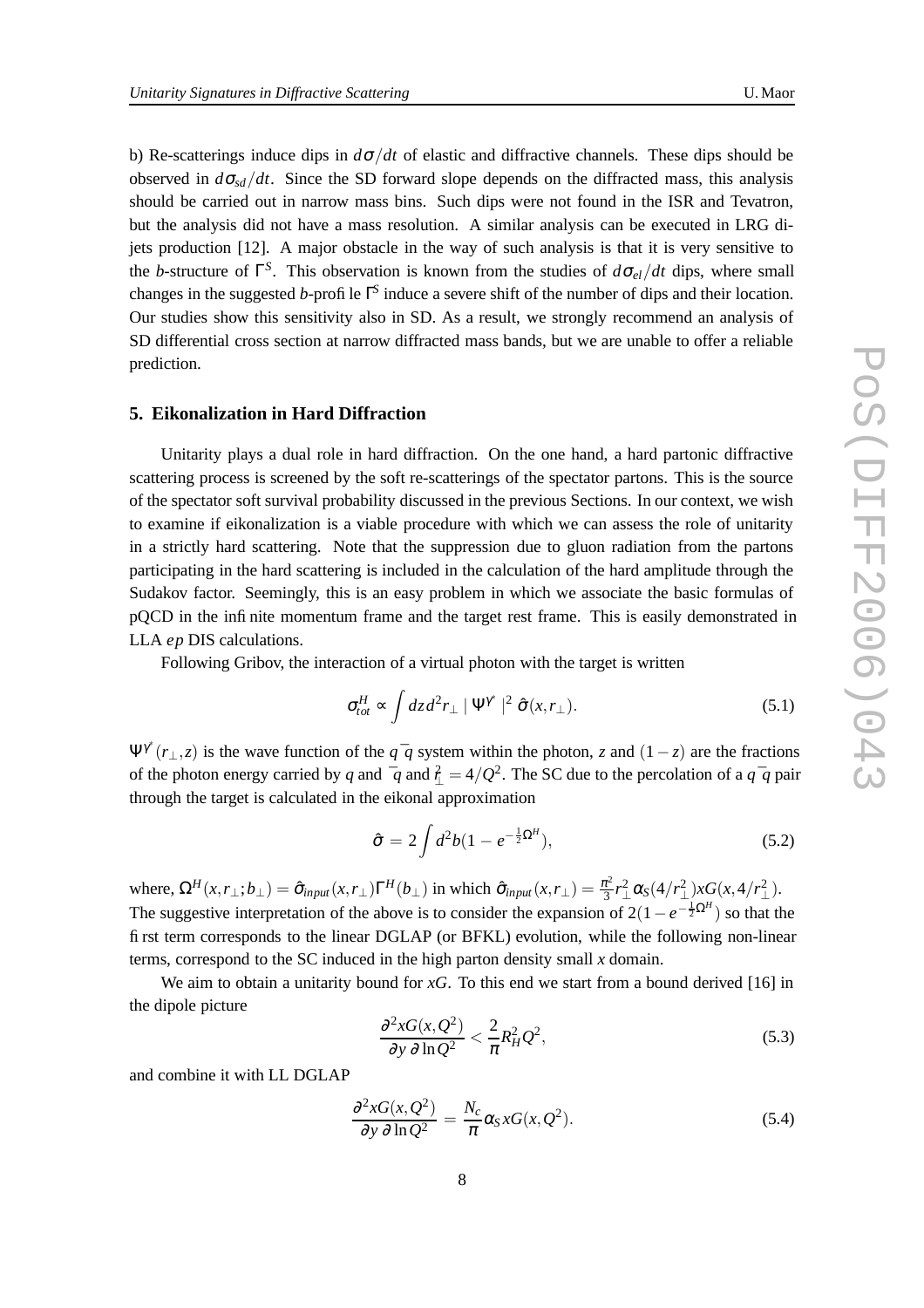b) Re-scatterings induce dips in $d\sigma/dt$ of elastic and diffractive channels. These dips should be observed in $d\sigma_{sd}/dt$. Since the SD forward slope depends on the diffracted mass, this analysis should be carried out in narrow mass bins. Such dips were not found in the ISR and Tevatron, but the analysis did not have a mass resolution. A similar analysis can be executed in LRG di-jets production [12]. A major obstacle in the way of such analysis is that it is very sensitive to the $b$-structure of $\Gamma^S$. This observation is known from the studies of $d\sigma_{el}/dt$ dips, where small changes in the suggested $b$-profile $\Gamma^S$ induce a severe shift of the number of dips and their location. Our studies show this sensitivity also in SD. As a result, we strongly recommend an analysis of SD differential cross section at narrow diffracted mass bands, but we are unable to offer a reliable prediction.

## 5. Eikonalization in Hard Diffraction

Unitarity plays a dual role in hard diffraction. On the one hand, a hard partonic diffractive scattering process is screened by the soft re-scatterings of the spectator partons. This is the source of the spectator soft survival probability discussed in the previous Sections. In our context, we wish to examine if eikonalization is a viable procedure with which we can assess the role of unitarity in a strictly hard scattering. Note that the suppression due to gluon radiation from the partons participating in the hard scattering is included in the calculation of the hard amplitude through the Sudakov factor. Seemingly, this is an easy problem in which we associate the basic formulas of pQCD in the infinite momentum frame and the target rest frame. This is easily demonstrated in LLA $ep$ DIS calculations.

Following Gribov, the interaction of a virtual photon with the target is written

$$\sigma_{tot}^{H} \propto \int dz\, d^2 r_\perp \mid \Psi^{\gamma^*} \mid^2 \hat{\sigma}(x, r_\perp). \tag{5.1}$$

$\Psi^{\gamma^*}(r_\perp, z)$ is the wave function of the $q\bar{q}$ system within the photon, $z$ and $(1-z)$ are the fractions of the photon energy carried by $q$ and $\bar{q}$ and $r_\perp^2 = 4/Q^2$. The SC due to the percolation of a $q\bar{q}$ pair through the target is calculated in the eikonal approximation

$$\hat{\sigma} = 2\int d^2 b (1 - e^{-\frac{1}{2}\Omega^H}), \tag{5.2}$$

where, $\Omega^H(x, r_\perp; b_\perp) = \hat{\sigma}_{input}(x, r_\perp)\Gamma^H(b_\perp)$ in which $\hat{\sigma}_{input}(x, r_\perp) = \frac{\pi^2}{3} r_\perp^2 \alpha_S(4/r_\perp^2) xG(x, 4/r_\perp^2)$. The suggestive interpretation of the above is to consider the expansion of $2(1 - e^{-\frac{1}{2}\Omega^H})$ so that the first term corresponds to the linear DGLAP (or BFKL) evolution, while the following non-linear terms, correspond to the SC induced in the high parton density small $x$ domain.

We aim to obtain a unitarity bound for $xG$. To this end we start from a bound derived [16] in the dipole picture

$$\frac{\partial^2 xG(x, Q^2)}{\partial y\, \partial \ln Q^2} < \frac{2}{\pi} R_H^2 Q^2, \tag{5.3}$$

and combine it with LL DGLAP

$$\frac{\partial^2 xG(x, Q^2)}{\partial y\, \partial \ln Q^2} = \frac{N_c}{\pi} \alpha_S\, xG(x, Q^2). \tag{5.4}$$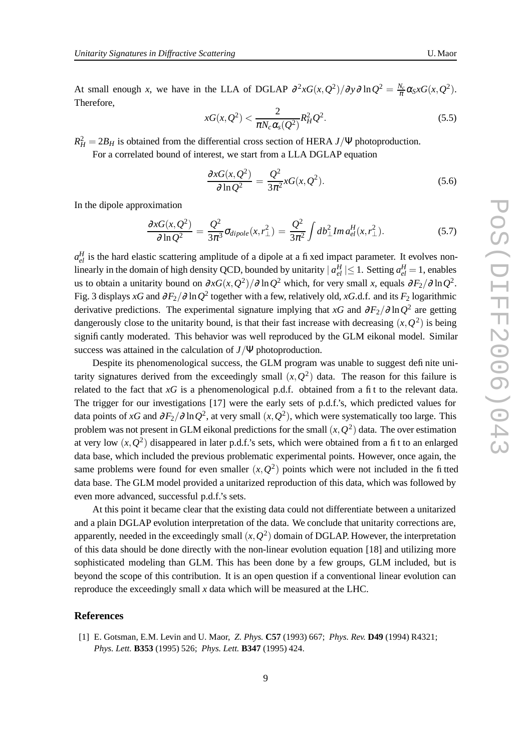At small enough $x$, we have in the LLA of DGLAP $\partial^2 xG(x,Q^2)/\partial y \partial \ln Q^2 = \frac{N_c}{\pi}\alpha_S xG(x,Q^2)$. Therefore,

$$xG(x,Q^2) < \frac{2}{\pi N_c \alpha_s(Q^2)} R_H^2 Q^2. \tag{5.5}$$

$R_H^2 = 2B_H$ is obtained from the differential cross section of HERA $J/\Psi$ photoproduction.

For a correlated bound of interest, we start from a LLA DGLAP equation

$$\frac{\partial xG(x,Q^2)}{\partial \ln Q^2} = \frac{Q^2}{3\pi^2} xG(x,Q^2). \tag{5.6}$$

In the dipole approximation

$$\frac{\partial xG(x,Q^2)}{\partial \ln Q^2} = \frac{Q^2}{3\pi^3}\sigma_{dipole}(x,r_\perp^2) = \frac{Q^2}{3\pi^2}\int db_\perp^2 Im\, a_{el}^H(x,r_\perp^2). \tag{5.7}$$

$a_{el}^H$ is the hard elastic scattering amplitude of a dipole at a fixed impact parameter. It evolves non-linearly in the domain of high density QCD, bounded by unitarity $| a_{el}^H | \leq 1$. Setting $a_{el}^H = 1$, enables us to obtain a unitarity bound on $\partial xG(x,Q^2)/\partial \ln Q^2$ which, for very small $x$, equals $\partial F_2/\partial \ln Q^2$. Fig. 3 displays $xG$ and $\partial F_2/\partial \ln Q^2$ together with a few, relatively old, $xG$.d.f. and its $F_2$ logarithmic derivative predictions. The experimental signature implying that $xG$ and $\partial F_2/\partial \ln Q^2$ are getting dangerously close to the unitarity bound, is that their fast increase with decreasing $(x,Q^2)$ is being significantly moderated. This behavior was well reproduced by the GLM eikonal model. Similar success was attained in the calculation of $J/\Psi$ photoproduction.

Despite its phenomenological success, the GLM program was unable to suggest definite unitarity signatures derived from the exceedingly small $(x,Q^2)$ data. The reason for this failure is related to the fact that $xG$ is a phenomenological p.d.f. obtained from a fit to the relevant data. The trigger for our investigations [17] were the early sets of p.d.f.'s, which predicted values for data points of $xG$ and $\partial F_2/\partial \ln Q^2$, at very small $(x,Q^2)$, which were systematically too large. This problem was not present in GLM eikonal predictions for the small $(x,Q^2)$ data. The over estimation at very low $(x,Q^2)$ disappeared in later p.d.f.'s sets, which were obtained from a fit to an enlarged data base, which included the previous problematic experimental points. However, once again, the same problems were found for even smaller $(x,Q^2)$ points which were not included in the fitted data base. The GLM model provided a unitarized reproduction of this data, which was followed by even more advanced, successful p.d.f.'s sets.

At this point it became clear that the existing data could not differentiate between a unitarized and a plain DGLAP evolution interpretation of the data. We conclude that unitarity corrections are, apparently, needed in the exceedingly small $(x,Q^2)$ domain of DGLAP. However, the interpretation of this data should be done directly with the non-linear evolution equation [18] and utilizing more sophisticated modeling than GLM. This has been done by a few groups, GLM included, but is beyond the scope of this contribution. It is an open question if a conventional linear evolution can reproduce the exceedingly small $x$ data which will be measured at the LHC.

## References

[1] E. Gotsman, E.M. Levin and U. Maor, *Z. Phys.* **C57** (1993) 667; *Phys. Rev.* **D49** (1994) R4321; *Phys. Lett.* **B353** (1995) 526; *Phys. Lett.* **B347** (1995) 424.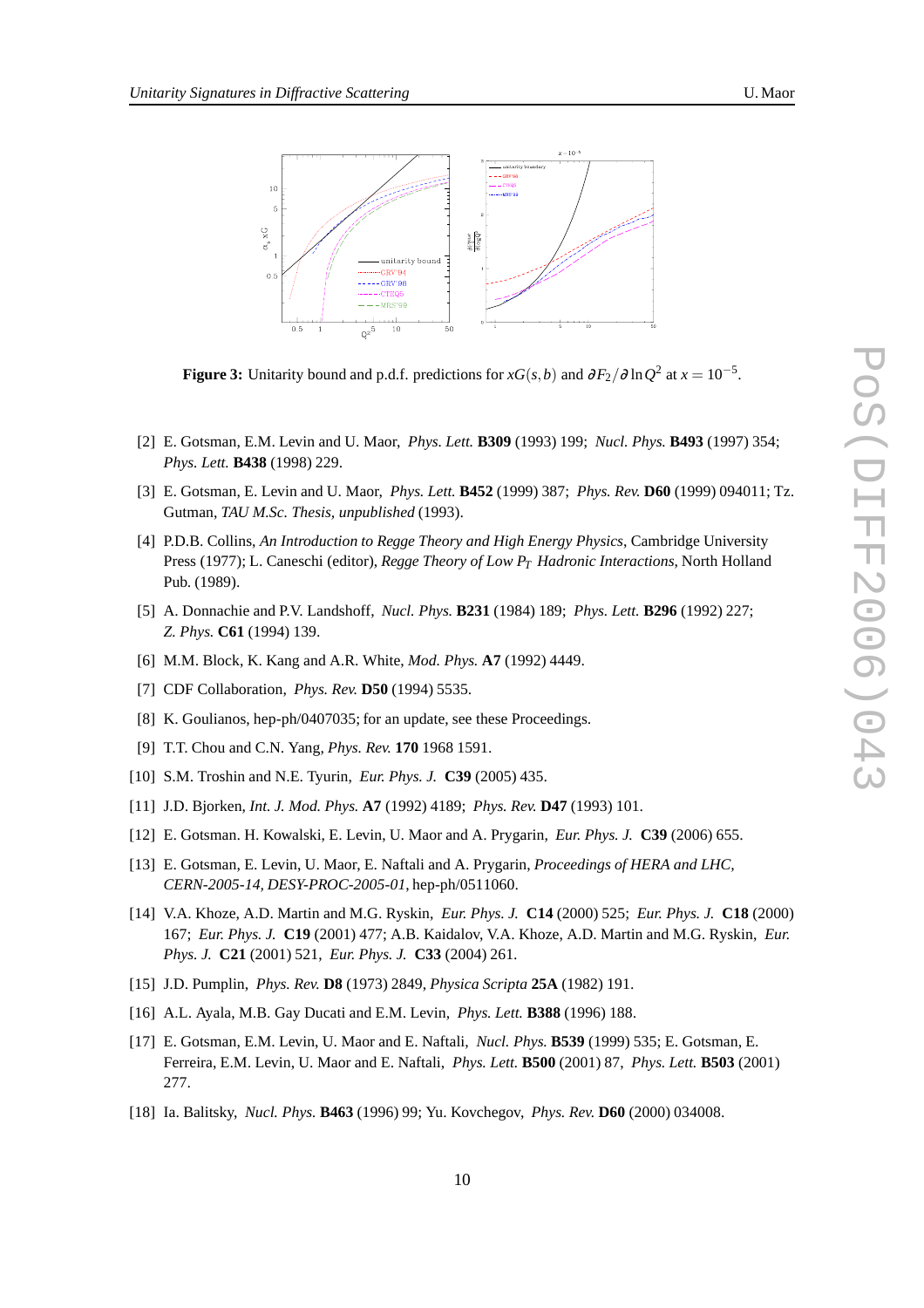Figure 3: Unitarity bound and p.d.f. predictions for $xG(s,b)$ and $\partial F_2/\partial \ln Q^2$ at $x = 10^{-5}$.

[2] E. Gotsman, E.M. Levin and U. Maor, *Phys. Lett.* **B309** (1993) 199; *Nucl. Phys.* **B493** (1997) 354; *Phys. Lett.* **B438** (1998) 229.

[3] E. Gotsman, E. Levin and U. Maor, *Phys. Lett.* **B452** (1999) 387; *Phys. Rev.* **D60** (1999) 094011; Tz. Gutman, *TAU M.Sc. Thesis, unpublished* (1993).

[4] P.D.B. Collins, *An Introduction to Regge Theory and High Energy Physics*, Cambridge University Press (1977); L. Caneschi (editor), *Regge Theory of Low $P_T$ Hadronic Interactions*, North Holland Pub. (1989).

[5] A. Donnachie and P.V. Landshoff, *Nucl. Phys.* **B231** (1984) 189; *Phys. Lett.* **B296** (1992) 227; *Z. Phys.* **C61** (1994) 139.

[6] M.M. Block, K. Kang and A.R. White, *Mod. Phys.* **A7** (1992) 4449.

[7] CDF Collaboration, *Phys. Rev.* **D50** (1994) 5535.

[8] K. Goulianos, hep-ph/0407035; for an update, see these Proceedings.

[9] T.T. Chou and C.N. Yang, *Phys. Rev.* **170** 1968 1591.

[10] S.M. Troshin and N.E. Tyurin, *Eur. Phys. J.* **C39** (2005) 435.

[11] J.D. Bjorken, *Int. J. Mod. Phys.* **A7** (1992) 4189; *Phys. Rev.* **D47** (1993) 101.

[12] E. Gotsman. H. Kowalski, E. Levin, U. Maor and A. Prygarin, *Eur. Phys. J.* **C39** (2006) 655.

[13] E. Gotsman, E. Levin, U. Maor, E. Naftali and A. Prygarin, *Proceedings of HERA and LHC, CERN-2005-14, DESY-PROC-2005-01*, hep-ph/0511060.

[14] V.A. Khoze, A.D. Martin and M.G. Ryskin, *Eur. Phys. J.* **C14** (2000) 525; *Eur. Phys. J.* **C18** (2000) 167; *Eur. Phys. J.* **C19** (2001) 477; A.B. Kaidalov, V.A. Khoze, A.D. Martin and M.G. Ryskin, *Eur. Phys. J.* **C21** (2001) 521, *Eur. Phys. J.* **C33** (2004) 261.

[15] J.D. Pumplin, *Phys. Rev.* **D8** (1973) 2849, *Physica Scripta* **25A** (1982) 191.

[16] A.L. Ayala, M.B. Gay Ducati and E.M. Levin, *Phys. Lett.* **B388** (1996) 188.

[17] E. Gotsman, E.M. Levin, U. Maor and E. Naftali, *Nucl. Phys.* **B539** (1999) 535; E. Gotsman, E. Ferreira, E.M. Levin, U. Maor and E. Naftali, *Phys. Lett.* **B500** (2001) 87, *Phys. Lett.* **B503** (2001) 277.

[18] Ia. Balitsky, *Nucl. Phys.* **B463** (1996) 99; Yu. Kovchegov, *Phys. Rev.* **D60** (2000) 034008.